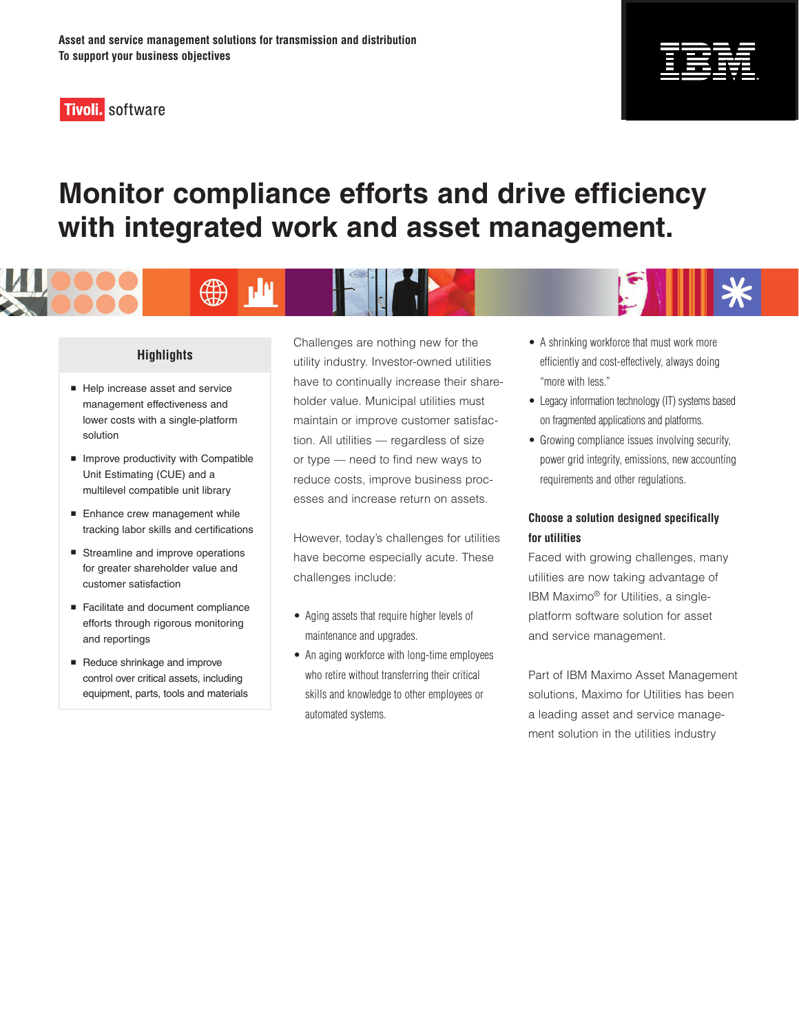Asset and service management solutions for transmission and distribution
To support your business objectives

Tivoli. software

# Monitor compliance efforts and drive efficiency with integrated work and asset management.

## Highlights

- Help increase asset and service management effectiveness and lower costs with a single-platform solution
- Improve productivity with Compatible Unit Estimating (CUE) and a multilevel compatible unit library
- Enhance crew management while tracking labor skills and certifications
- Streamline and improve operations for greater shareholder value and customer satisfaction
- Facilitate and document compliance efforts through rigorous monitoring and reportings
- Reduce shrinkage and improve control over critical assets, including equipment, parts, tools and materials

Challenges are nothing new for the utility industry. Investor-owned utilities have to continually increase their shareholder value. Municipal utilities must maintain or improve customer satisfaction. All utilities — regardless of size or type — need to find new ways to reduce costs, improve business processes and increase return on assets.

However, today's challenges for utilities have become especially acute. These challenges include:

- Aging assets that require higher levels of maintenance and upgrades.
- An aging workforce with long-time employees who retire without transferring their critical skills and knowledge to other employees or automated systems.
- A shrinking workforce that must work more efficiently and cost-effectively, always doing "more with less."
- Legacy information technology (IT) systems based on fragmented applications and platforms.
- Growing compliance issues involving security, power grid integrity, emissions, new accounting requirements and other regulations.

### Choose a solution designed specifically for utilities

Faced with growing challenges, many utilities are now taking advantage of IBM Maximo® for Utilities, a single-platform software solution for asset and service management.

Part of IBM Maximo Asset Management solutions, Maximo for Utilities has been a leading asset and service management solution in the utilities industry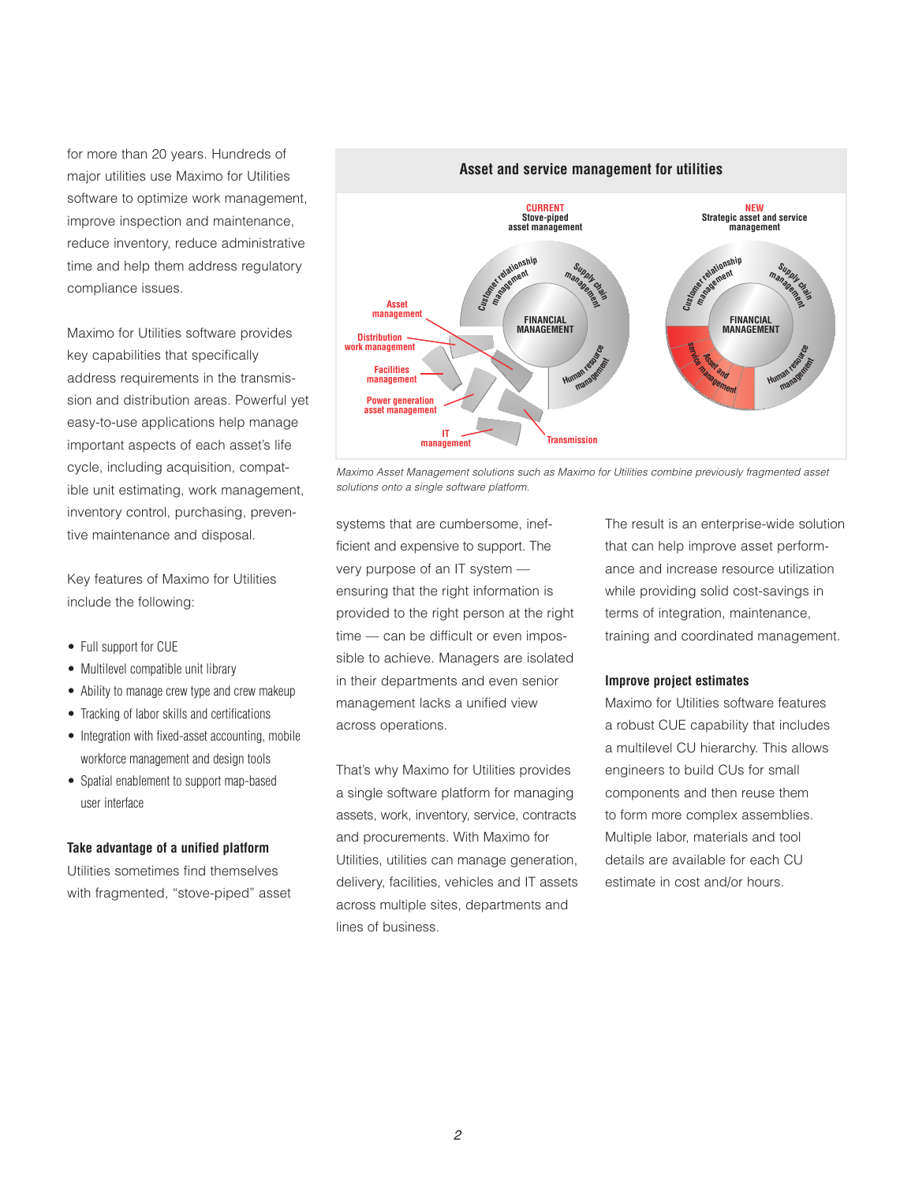for more than 20 years. Hundreds of major utilities use Maximo for Utilities software to optimize work management, improve inspection and maintenance, reduce inventory, reduce administrative time and help them address regulatory compliance issues.

Maximo for Utilities software provides key capabilities that specifically address requirements in the transmission and distribution areas. Powerful yet easy-to-use applications help manage important aspects of each asset's life cycle, including acquisition, compatible unit estimating, work management, inventory control, purchasing, preventive maintenance and disposal.

Key features of Maximo for Utilities include the following:

- Full support for CUE
- Multilevel compatible unit library
- Ability to manage crew type and crew makeup
- Tracking of labor skills and certifications
- Integration with fixed-asset accounting, mobile workforce management and design tools
- Spatial enablement to support map-based user interface

**Asset and service management for utilities**

CURRENT Stove-piped asset management: Asset management; Distribution work management; Facilities management; Power generation asset management; IT management; Transmission; Customer relationship management; Supply chain management; FINANCIAL MANAGEMENT; Human resource management

NEW Strategic asset and service management: Customer relationship management; Supply chain management; FINANCIAL MANAGEMENT; Service management; Asset and management; Human resource management

*Maximo Asset Management solutions such as Maximo for Utilities combine previously fragmented asset solutions onto a single software platform.*

### Take advantage of a unified platform

Utilities sometimes find themselves with fragmented, "stove-piped" asset systems that are cumbersome, inefficient and expensive to support. The very purpose of an IT system — ensuring that the right information is provided to the right person at the right time — can be difficult or even impossible to achieve. Managers are isolated in their departments and even senior management lacks a unified view across operations.

That's why Maximo for Utilities provides a single software platform for managing assets, work, inventory, service, contracts and procurements. With Maximo for Utilities, utilities can manage generation, delivery, facilities, vehicles and IT assets across multiple sites, departments and lines of business.

The result is an enterprise-wide solution that can help improve asset performance and increase resource utilization while providing solid cost-savings in terms of integration, maintenance, training and coordinated management.

### Improve project estimates

Maximo for Utilities software features a robust CUE capability that includes a multilevel CU hierarchy. This allows engineers to build CUs for small components and then reuse them to form more complex assemblies. Multiple labor, materials and tool details are available for each CU estimate in cost and/or hours.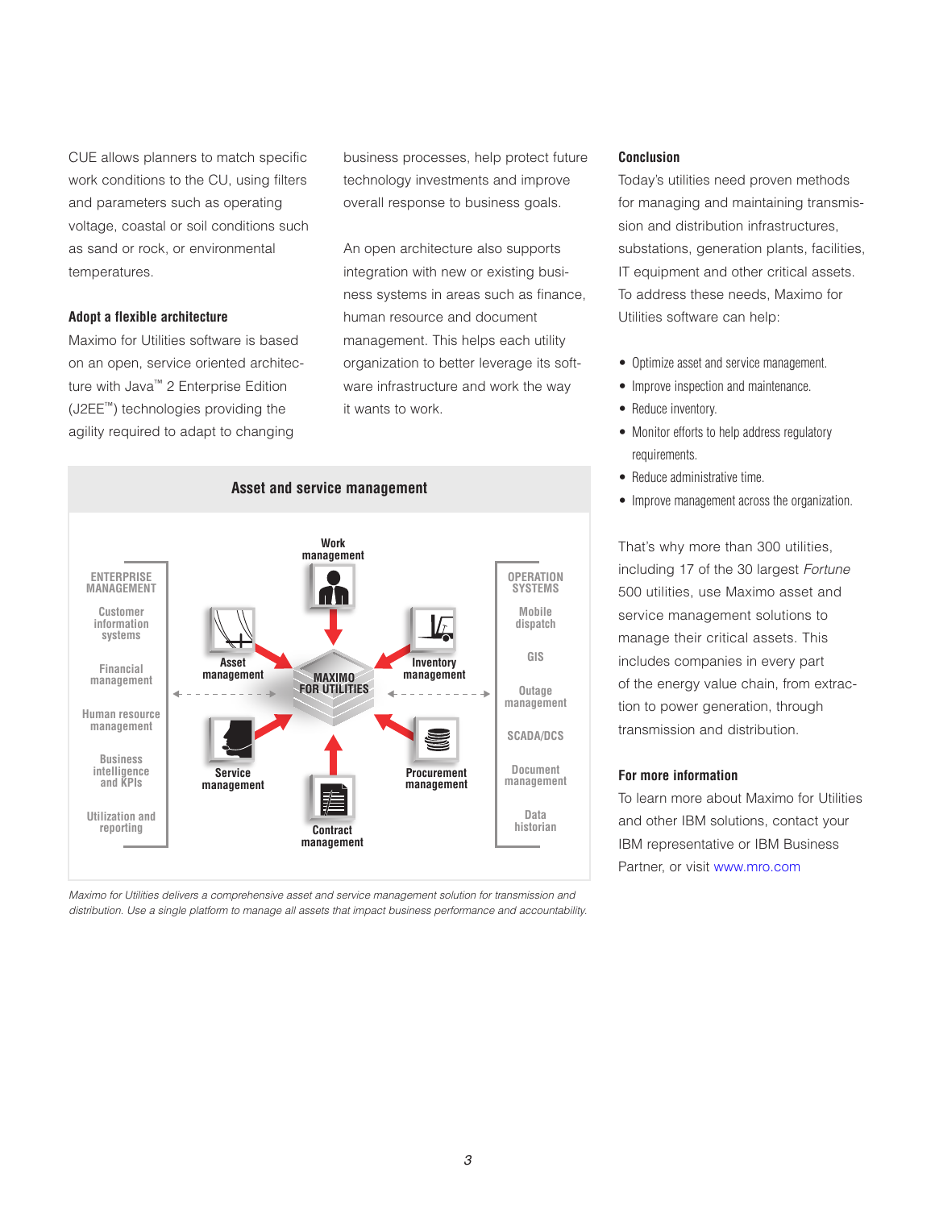CUE allows planners to match specific work conditions to the CU, using filters and parameters such as operating voltage, coastal or soil conditions such as sand or rock, or environmental temperatures.

### Adopt a flexible architecture

Maximo for Utilities software is based on an open, service oriented architecture with Java™ 2 Enterprise Edition (J2EE™) technologies providing the agility required to adapt to changing business processes, help protect future technology investments and improve overall response to business goals.

An open architecture also supports integration with new or existing business systems in areas such as finance, human resource and document management. This helps each utility organization to better leverage its software infrastructure and work the way it wants to work.

**Asset and service management**

ENTERPRISE MANAGEMENT: Customer information systems, Financial management, Human resource management, Business intelligence and KPIs, Utilization and reporting

MAXIMO FOR UTILITIES: Work management, Asset management, Inventory management, Service management, Procurement management, Contract management

OPERATION SYSTEMS: Mobile dispatch, GIS, Outage management, SCADA/DCS, Document management, Data historian

*Maximo for Utilities delivers a comprehensive asset and service management solution for transmission and distribution. Use a single platform to manage all assets that impact business performance and accountability.*

### Conclusion

Today's utilities need proven methods for managing and maintaining transmission and distribution infrastructures, substations, generation plants, facilities, IT equipment and other critical assets. To address these needs, Maximo for Utilities software can help:

- Optimize asset and service management.
- Improve inspection and maintenance.
- Reduce inventory.
- Monitor efforts to help address regulatory requirements.
- Reduce administrative time.
- Improve management across the organization.

That's why more than 300 utilities, including 17 of the 30 largest *Fortune* 500 utilities, use Maximo asset and service management solutions to manage their critical assets. This includes companies in every part of the energy value chain, from extraction to power generation, through transmission and distribution.

### For more information

To learn more about Maximo for Utilities and other IBM solutions, contact your IBM representative or IBM Business Partner, or visit www.mro.com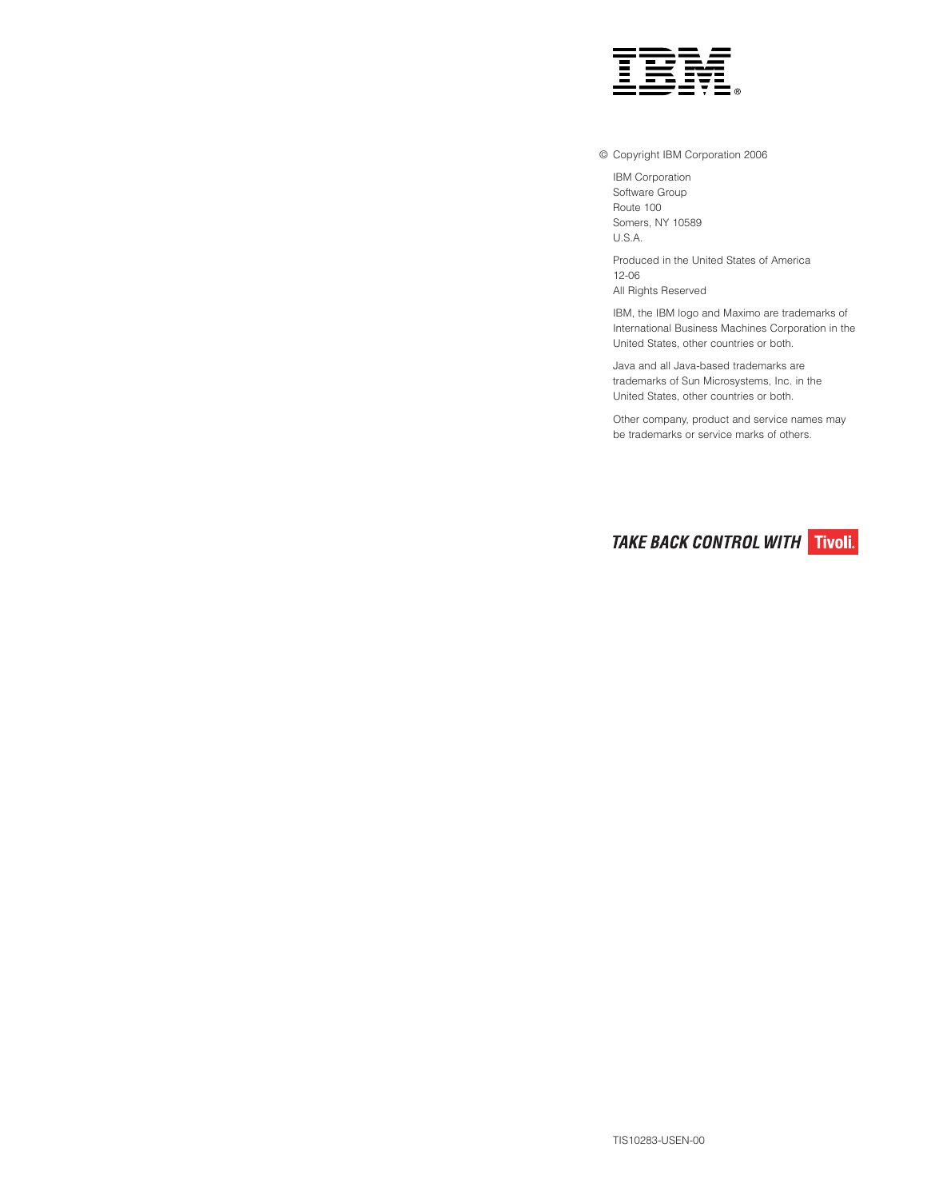© Copyright IBM Corporation 2006

IBM Corporation
Software Group
Route 100
Somers, NY 10589
U.S.A.

Produced in the United States of America
12-06
All Rights Reserved

IBM, the IBM logo and Maximo are trademarks of International Business Machines Corporation in the United States, other countries or both.

Java and all Java-based trademarks are trademarks of Sun Microsystems, Inc. in the United States, other countries or both.

Other company, product and service names may be trademarks or service marks of others.

**TAKE BACK CONTROL WITH Tivoli.**

TIS10283-USEN-00